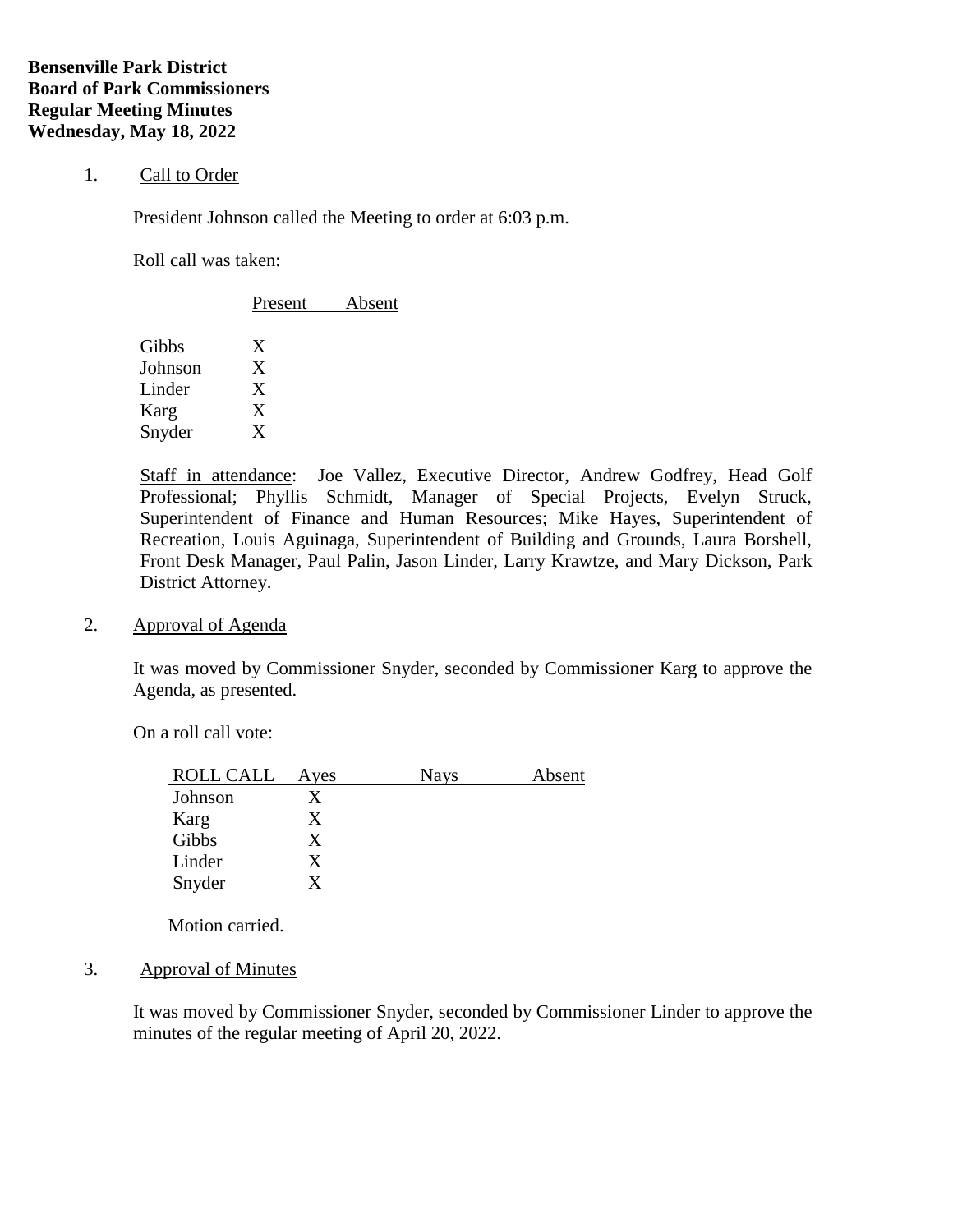**Bensenville Park District**
**Board of Park Commissioners**
**Regular Meeting Minutes**
**Wednesday, May 18, 2022**

1. Call to Order

President Johnson called the Meeting to order at 6:03 p.m.

Roll call was taken:

| | Present | Absent |
|---|---|---|
| Gibbs | X | |
| Johnson | X | |
| Linder | X | |
| Karg | X | |
| Snyder | X | |

Staff in attendance: Joe Vallez, Executive Director, Andrew Godfrey, Head Golf Professional; Phyllis Schmidt, Manager of Special Projects, Evelyn Struck, Superintendent of Finance and Human Resources; Mike Hayes, Superintendent of Recreation, Louis Aguinaga, Superintendent of Building and Grounds, Laura Borshell, Front Desk Manager, Paul Palin, Jason Linder, Larry Krawtze, and Mary Dickson, Park District Attorney.

2. Approval of Agenda

It was moved by Commissioner Snyder, seconded by Commissioner Karg to approve the Agenda, as presented.

On a roll call vote:

| ROLL CALL | Ayes | Nays | Absent |
|---|---|---|---|
| Johnson | X | | |
| Karg | X | | |
| Gibbs | X | | |
| Linder | X | | |
| Snyder | X | | |

Motion carried.

3. Approval of Minutes

It was moved by Commissioner Snyder, seconded by Commissioner Linder to approve the minutes of the regular meeting of April 20, 2022.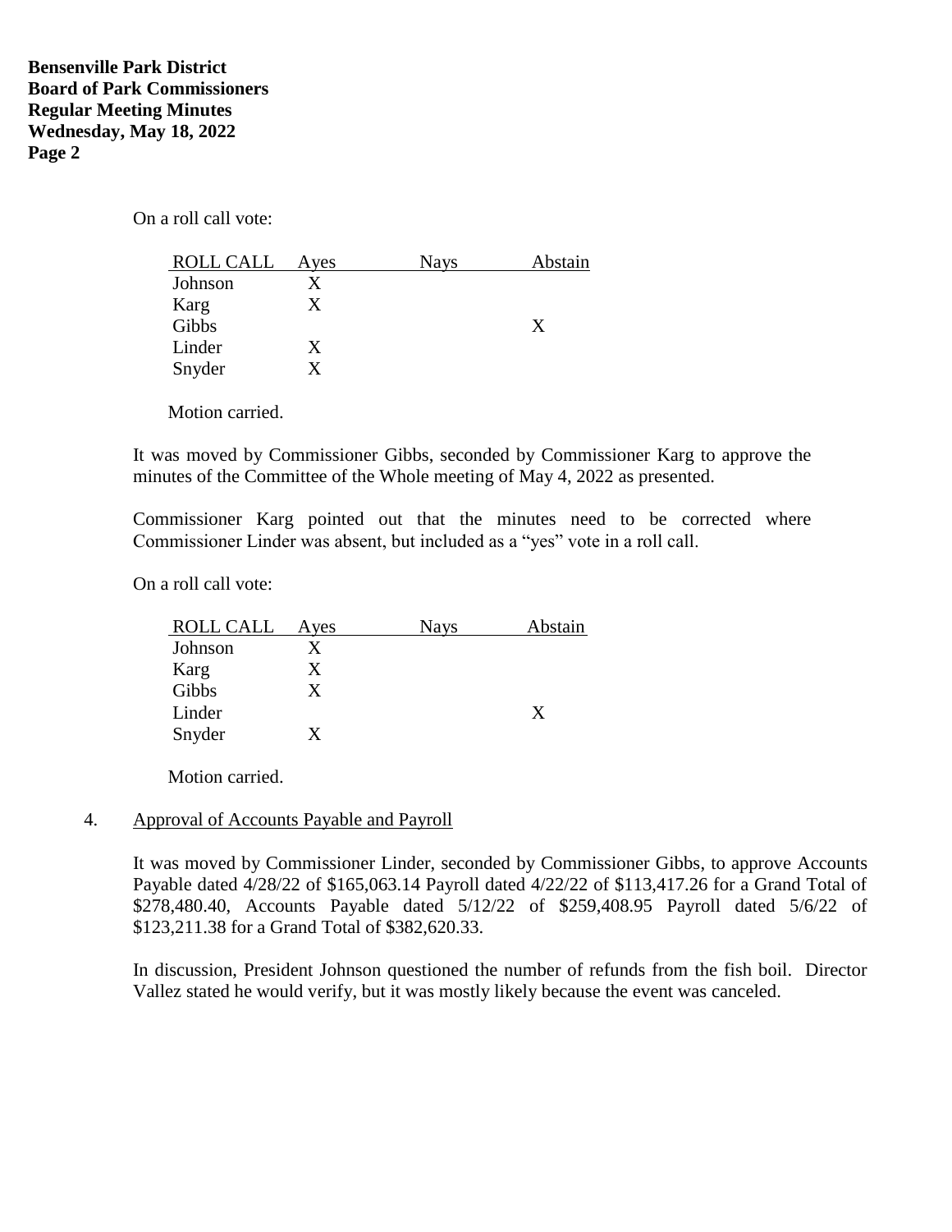On a roll call vote:

| ROLL CALL | Ayes | Nays | Abstain |
|---|---|---|---|
| Johnson | X | | |
| Karg | X | | |
| Gibbs | | | X |
| Linder | X | | |
| Snyder | X | | |

Motion carried.

It was moved by Commissioner Gibbs, seconded by Commissioner Karg to approve the minutes of the Committee of the Whole meeting of May 4, 2022 as presented.

Commissioner Karg pointed out that the minutes need to be corrected where Commissioner Linder was absent, but included as a "yes" vote in a roll call.

On a roll call vote:

| ROLL CALL | Ayes | Nays | Abstain |
|---|---|---|---|
| Johnson | X | | |
| Karg | X | | |
| Gibbs | X | | |
| Linder | | | X |
| Snyder | X | | |

Motion carried.

4. Approval of Accounts Payable and Payroll

It was moved by Commissioner Linder, seconded by Commissioner Gibbs, to approve Accounts Payable dated 4/28/22 of $165,063.14 Payroll dated 4/22/22 of $113,417.26 for a Grand Total of $278,480.40, Accounts Payable dated 5/12/22 of $259,408.95 Payroll dated 5/6/22 of $123,211.38 for a Grand Total of $382,620.33.

In discussion, President Johnson questioned the number of refunds from the fish boil. Director Vallez stated he would verify, but it was mostly likely because the event was canceled.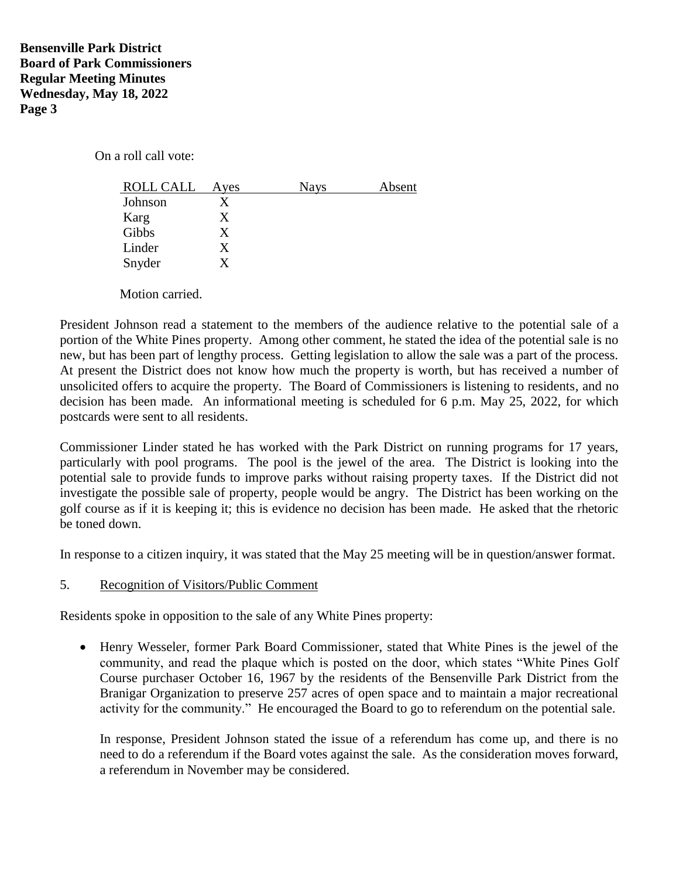On a roll call vote:

| ROLL CALL | Ayes | Nays | Absent |
|---|---|---|---|
| Johnson | X | | |
| Karg | X | | |
| Gibbs | X | | |
| Linder | X | | |
| Snyder | X | | |

Motion carried.

President Johnson read a statement to the members of the audience relative to the potential sale of a portion of the White Pines property. Among other comment, he stated the idea of the potential sale is no new, but has been part of lengthy process. Getting legislation to allow the sale was a part of the process. At present the District does not know how much the property is worth, but has received a number of unsolicited offers to acquire the property. The Board of Commissioners is listening to residents, and no decision has been made. An informational meeting is scheduled for 6 p.m. May 25, 2022, for which postcards were sent to all residents.

Commissioner Linder stated he has worked with the Park District on running programs for 17 years, particularly with pool programs. The pool is the jewel of the area. The District is looking into the potential sale to provide funds to improve parks without raising property taxes. If the District did not investigate the possible sale of property, people would be angry. The District has been working on the golf course as if it is keeping it; this is evidence no decision has been made. He asked that the rhetoric be toned down.

In response to a citizen inquiry, it was stated that the May 25 meeting will be in question/answer format.

5. Recognition of Visitors/Public Comment

Residents spoke in opposition to the sale of any White Pines property:

- Henry Wesseler, former Park Board Commissioner, stated that White Pines is the jewel of the community, and read the plaque which is posted on the door, which states "White Pines Golf Course purchaser October 16, 1967 by the residents of the Bensenville Park District from the Branigar Organization to preserve 257 acres of open space and to maintain a major recreational activity for the community." He encouraged the Board to go to referendum on the potential sale.

  In response, President Johnson stated the issue of a referendum has come up, and there is no need to do a referendum if the Board votes against the sale. As the consideration moves forward, a referendum in November may be considered.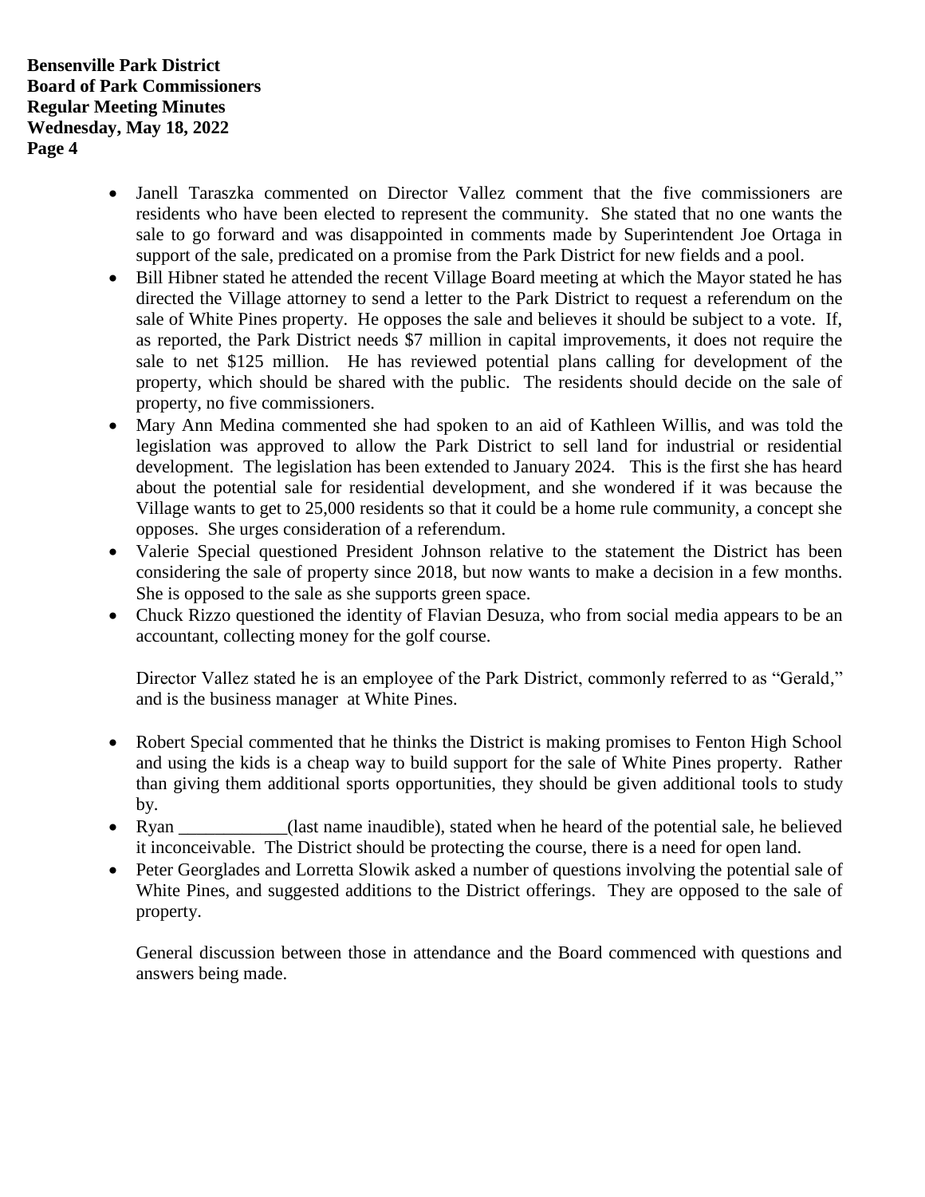- Janell Taraszka commented on Director Vallez comment that the five commissioners are residents who have been elected to represent the community. She stated that no one wants the sale to go forward and was disappointed in comments made by Superintendent Joe Ortaga in support of the sale, predicated on a promise from the Park District for new fields and a pool.
- Bill Hibner stated he attended the recent Village Board meeting at which the Mayor stated he has directed the Village attorney to send a letter to the Park District to request a referendum on the sale of White Pines property. He opposes the sale and believes it should be subject to a vote. If, as reported, the Park District needs $7 million in capital improvements, it does not require the sale to net $125 million. He has reviewed potential plans calling for development of the property, which should be shared with the public. The residents should decide on the sale of property, no five commissioners.
- Mary Ann Medina commented she had spoken to an aid of Kathleen Willis, and was told the legislation was approved to allow the Park District to sell land for industrial or residential development. The legislation has been extended to January 2024. This is the first she has heard about the potential sale for residential development, and she wondered if it was because the Village wants to get to 25,000 residents so that it could be a home rule community, a concept she opposes. She urges consideration of a referendum.
- Valerie Special questioned President Johnson relative to the statement the District has been considering the sale of property since 2018, but now wants to make a decision in a few months. She is opposed to the sale as she supports green space.
- Chuck Rizzo questioned the identity of Flavian Desuza, who from social media appears to be an accountant, collecting money for the golf course.

  Director Vallez stated he is an employee of the Park District, commonly referred to as "Gerald," and is the business manager at White Pines.

- Robert Special commented that he thinks the District is making promises to Fenton High School and using the kids is a cheap way to build support for the sale of White Pines property. Rather than giving them additional sports opportunities, they should be given additional tools to study by.
- Ryan ____________(last name inaudible), stated when he heard of the potential sale, he believed it inconceivable. The District should be protecting the course, there is a need for open land.
- Peter Georglades and Lorretta Slowik asked a number of questions involving the potential sale of White Pines, and suggested additions to the District offerings. They are opposed to the sale of property.

  General discussion between those in attendance and the Board commenced with questions and answers being made.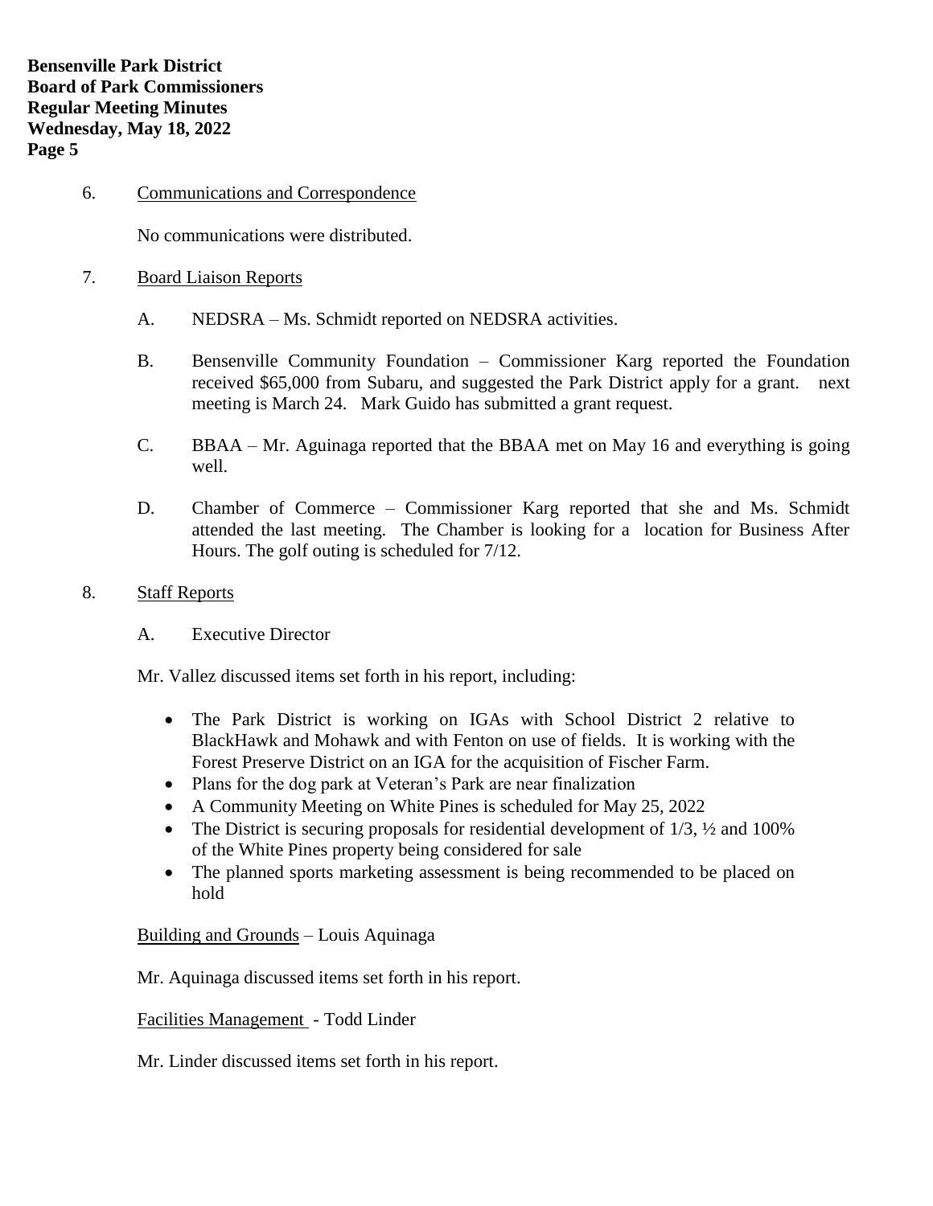6. Communications and Correspondence

No communications were distributed.

7. Board Liaison Reports

A. NEDSRA – Ms. Schmidt reported on NEDSRA activities.

B. Bensenville Community Foundation – Commissioner Karg reported the Foundation received $65,000 from Subaru, and suggested the Park District apply for a grant. next meeting is March 24. Mark Guido has submitted a grant request.

C. BBAA – Mr. Aguinaga reported that the BBAA met on May 16 and everything is going well.

D. Chamber of Commerce – Commissioner Karg reported that she and Ms. Schmidt attended the last meeting. The Chamber is looking for a location for Business After Hours. The golf outing is scheduled for 7/12.

8. Staff Reports

A. Executive Director

Mr. Vallez discussed items set forth in his report, including:

- The Park District is working on IGAs with School District 2 relative to BlackHawk and Mohawk and with Fenton on use of fields. It is working with the Forest Preserve District on an IGA for the acquisition of Fischer Farm.
- Plans for the dog park at Veteran's Park are near finalization
- A Community Meeting on White Pines is scheduled for May 25, 2022
- The District is securing proposals for residential development of 1/3, ½ and 100% of the White Pines property being considered for sale
- The planned sports marketing assessment is being recommended to be placed on hold

Building and Grounds – Louis Aquinaga

Mr. Aquinaga discussed items set forth in his report.

Facilities Management - Todd Linder

Mr. Linder discussed items set forth in his report.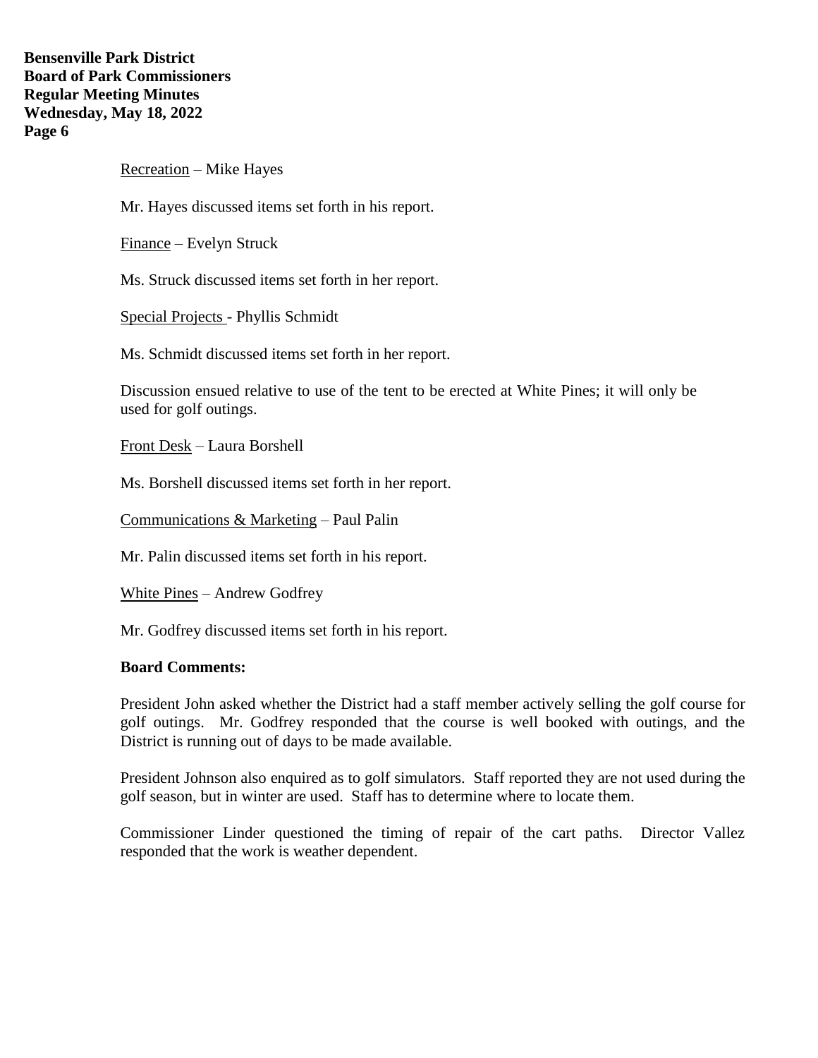Recreation – Mike Hayes

Mr. Hayes discussed items set forth in his report.

Finance – Evelyn Struck

Ms. Struck discussed items set forth in her report.

Special Projects - Phyllis Schmidt

Ms. Schmidt discussed items set forth in her report.

Discussion ensued relative to use of the tent to be erected at White Pines; it will only be used for golf outings.

Front Desk – Laura Borshell

Ms. Borshell discussed items set forth in her report.

Communications & Marketing – Paul Palin

Mr. Palin discussed items set forth in his report.

White Pines – Andrew Godfrey

Mr. Godfrey discussed items set forth in his report.

**Board Comments:**

President John asked whether the District had a staff member actively selling the golf course for golf outings. Mr. Godfrey responded that the course is well booked with outings, and the District is running out of days to be made available.

President Johnson also enquired as to golf simulators. Staff reported they are not used during the golf season, but in winter are used. Staff has to determine where to locate them.

Commissioner Linder questioned the timing of repair of the cart paths. Director Vallez responded that the work is weather dependent.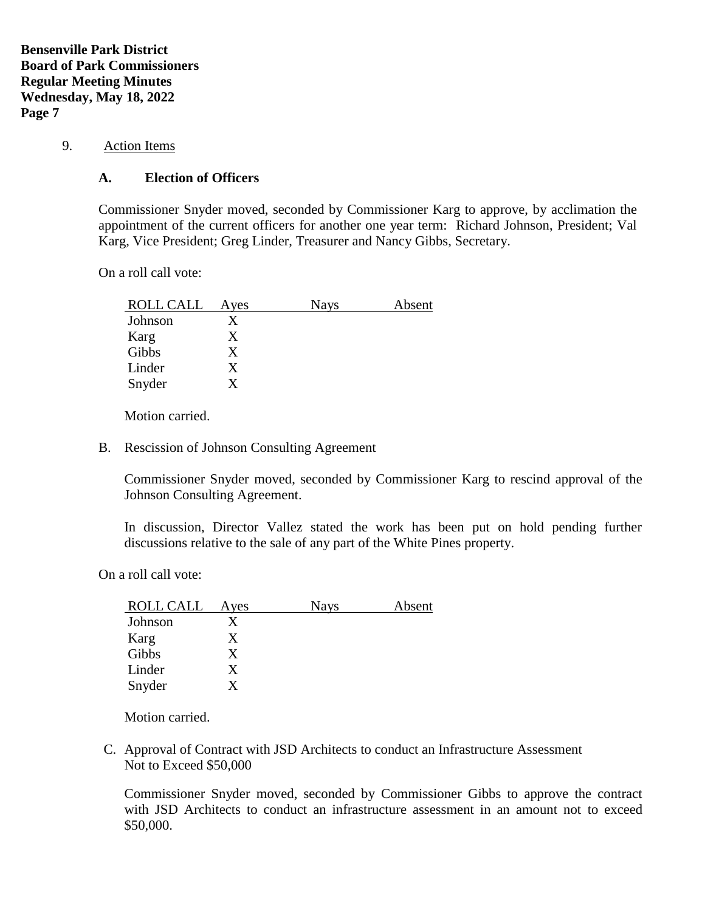9. Action Items

**A. Election of Officers**

Commissioner Snyder moved, seconded by Commissioner Karg to approve, by acclimation the appointment of the current officers for another one year term: Richard Johnson, President; Val Karg, Vice President; Greg Linder, Treasurer and Nancy Gibbs, Secretary.

On a roll call vote:

| ROLL CALL | Ayes | Nays | Absent |
|---|---|---|---|
| Johnson | X | | |
| Karg | X | | |
| Gibbs | X | | |
| Linder | X | | |
| Snyder | X | | |

Motion carried.

B. Rescission of Johnson Consulting Agreement

Commissioner Snyder moved, seconded by Commissioner Karg to rescind approval of the Johnson Consulting Agreement.

In discussion, Director Vallez stated the work has been put on hold pending further discussions relative to the sale of any part of the White Pines property.

On a roll call vote:

| ROLL CALL | Ayes | Nays | Absent |
|---|---|---|---|
| Johnson | X | | |
| Karg | X | | |
| Gibbs | X | | |
| Linder | X | | |
| Snyder | X | | |

Motion carried.

C. Approval of Contract with JSD Architects to conduct an Infrastructure Assessment Not to Exceed $50,000

Commissioner Snyder moved, seconded by Commissioner Gibbs to approve the contract with JSD Architects to conduct an infrastructure assessment in an amount not to exceed $50,000.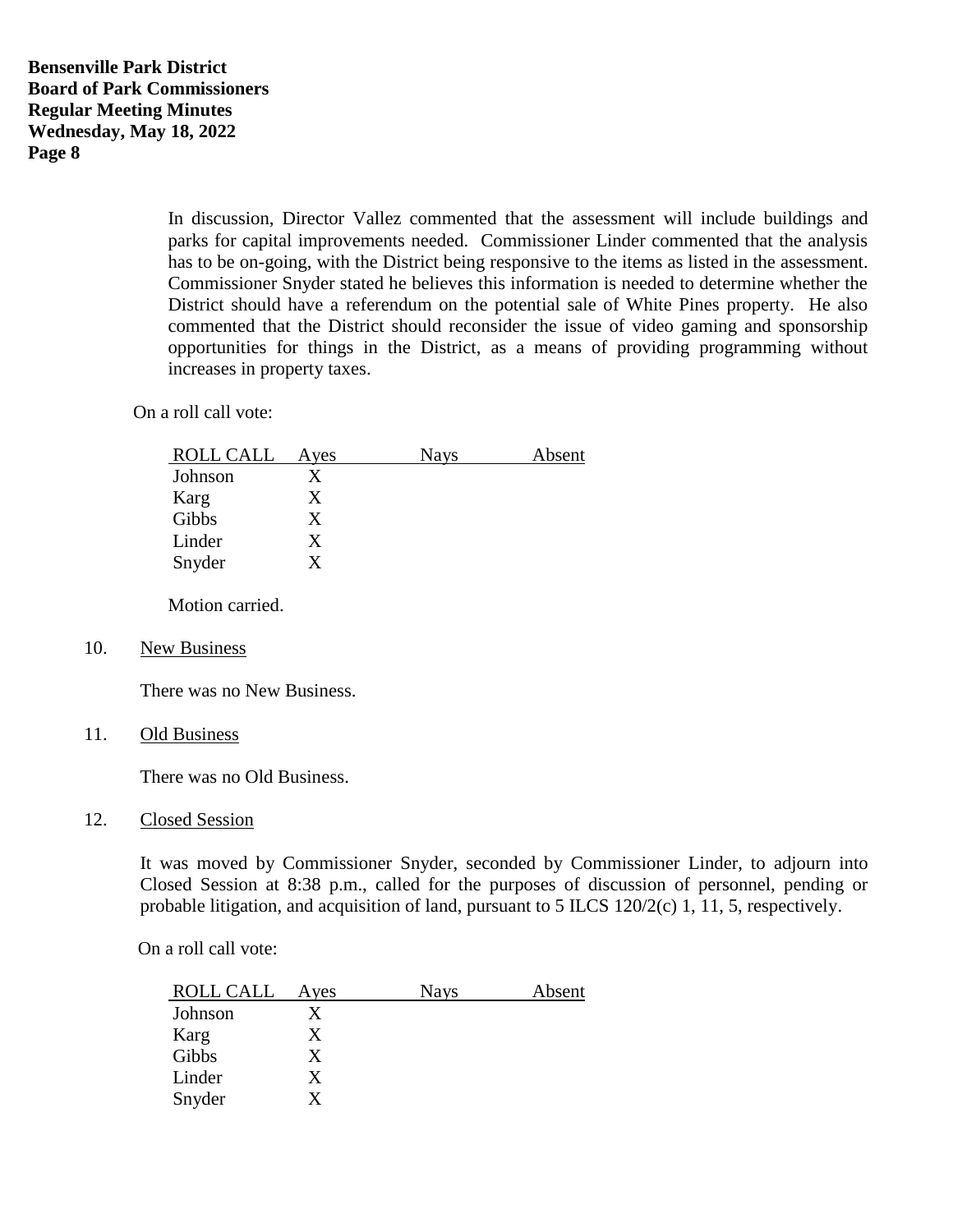In discussion, Director Vallez commented that the assessment will include buildings and parks for capital improvements needed. Commissioner Linder commented that the analysis has to be on-going, with the District being responsive to the items as listed in the assessment. Commissioner Snyder stated he believes this information is needed to determine whether the District should have a referendum on the potential sale of White Pines property. He also commented that the District should reconsider the issue of video gaming and sponsorship opportunities for things in the District, as a means of providing programming without increases in property taxes.

On a roll call vote:

| ROLL CALL | Ayes | Nays | Absent |
|---|---|---|---|
| Johnson | X | | |
| Karg | X | | |
| Gibbs | X | | |
| Linder | X | | |
| Snyder | X | | |

Motion carried.

10. New Business

There was no New Business.

11. Old Business

There was no Old Business.

12. Closed Session

It was moved by Commissioner Snyder, seconded by Commissioner Linder, to adjourn into Closed Session at 8:38 p.m., called for the purposes of discussion of personnel, pending or probable litigation, and acquisition of land, pursuant to 5 ILCS 120/2(c) 1, 11, 5, respectively.

On a roll call vote:

| ROLL CALL | Ayes | Nays | Absent |
|---|---|---|---|
| Johnson | X | | |
| Karg | X | | |
| Gibbs | X | | |
| Linder | X | | |
| Snyder | X | | |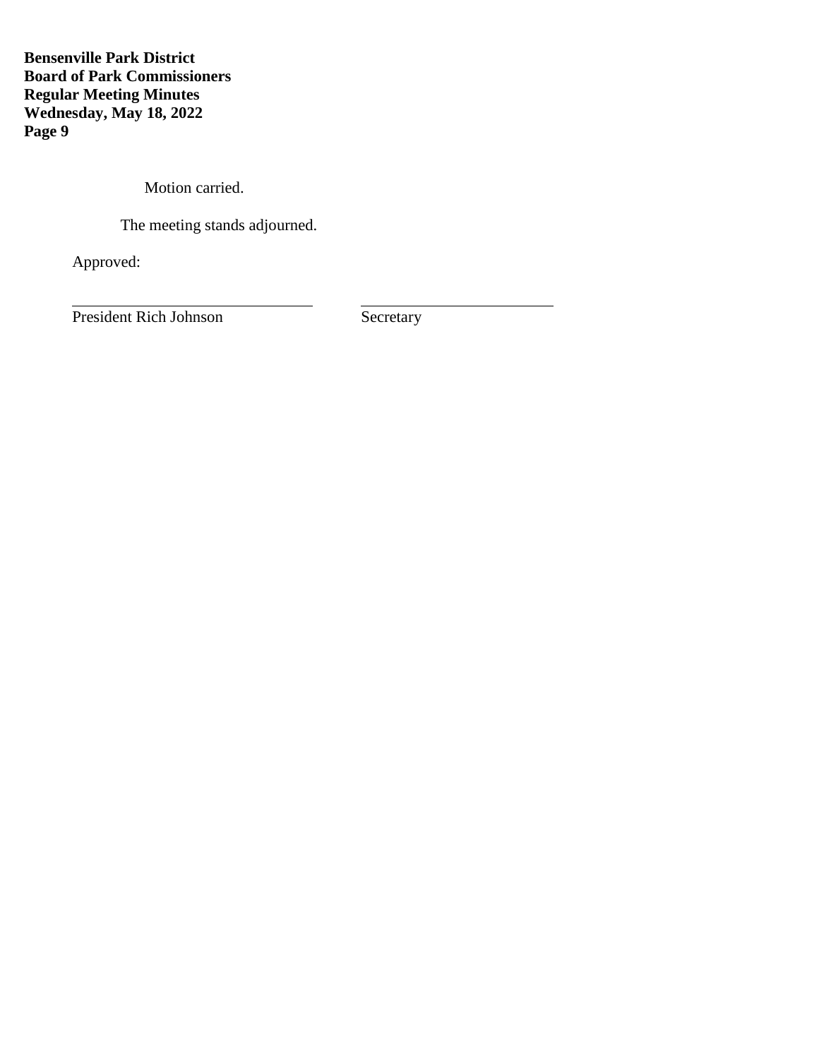Motion carried.

The meeting stands adjourned.

Approved:

\_\_\_\_\_\_\_\_\_\_\_\_\_\_\_\_\_\_\_\_\_\_\_\_\_\_\_\_\_\_ \_\_\_\_\_\_\_\_\_\_\_\_\_\_\_\_\_\_\_\_\_\_\_\_\_\_\_\_

President Rich Johnson Secretary